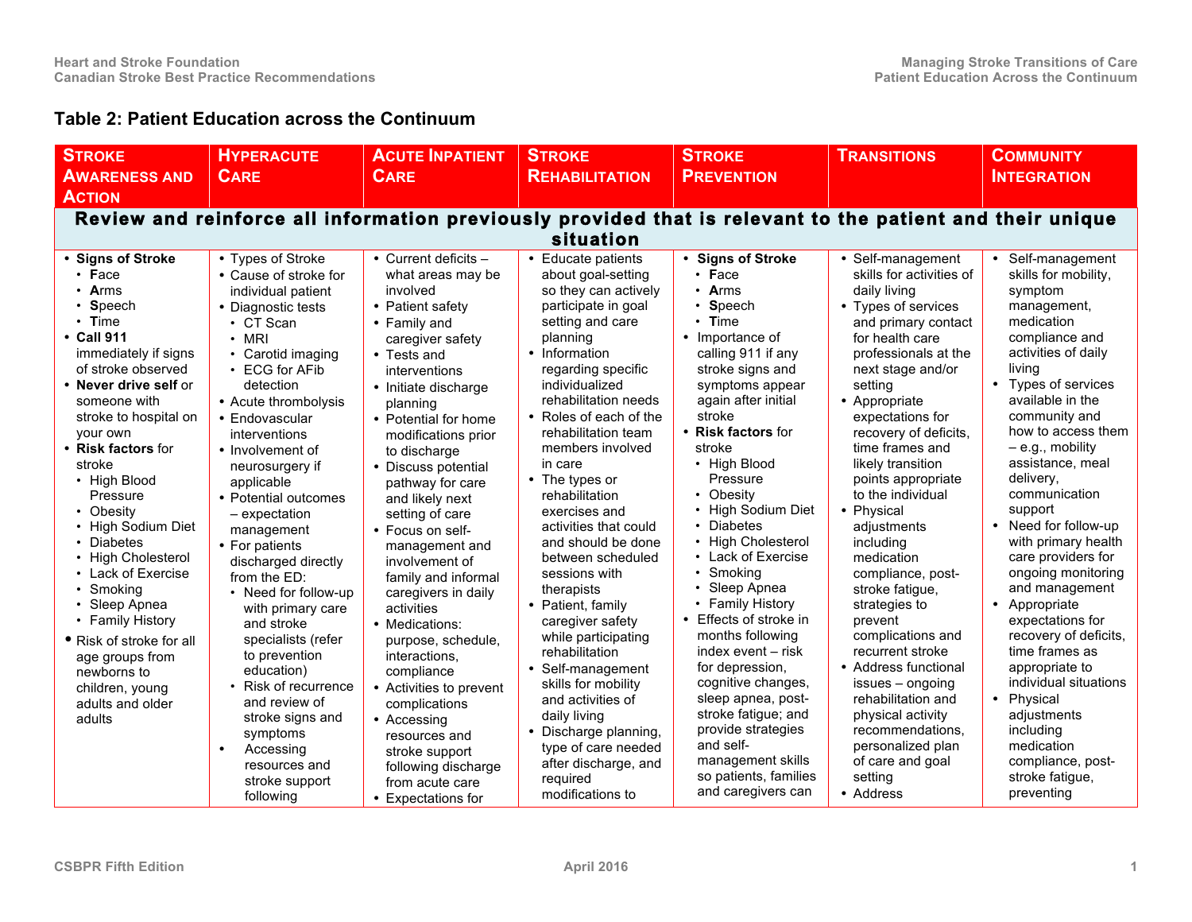## Table 2: Patient Education across the Continuum

| Stroke Awareness and Action | Hyperacute Care | Acute Inpatient Care | Stroke Rehabilitation | Stroke Prevention | Transitions | Community Integration |
|---|---|---|---|---|---|---|
| **Review and reinforce all information previously provided that is relevant to the patient and their unique situation** | | | | | | |
| • **Signs of Stroke**<br>  • **F**ace<br>  • **A**rms<br>  • **S**peech<br>  • **T**ime<br>• **Call 911** immediately if signs of stroke observed<br>• **Never drive self** or someone with stroke to hospital on your own<br>• **Risk factors** for stroke<br>  • High Blood Pressure<br>  • Obesity<br>  • High Sodium Diet<br>  • Diabetes<br>  • High Cholesterol<br>  • Lack of Exercise<br>  • Smoking<br>  • Sleep Apnea<br>  • Family History<br>• Risk of stroke for all age groups from newborns to children, young adults and older adults | • Types of Stroke<br>• Cause of stroke for individual patient<br>• Diagnostic tests<br>  • CT Scan<br>  • MRI<br>  • Carotid imaging<br>  • ECG for AFib detection<br>• Acute thrombolysis<br>• Endovascular interventions<br>• Involvement of neurosurgery if applicable<br>• Potential outcomes – expectation management<br>• For patients discharged directly from the ED:<br>  • Need for follow-up with primary care and stroke specialists (refer to prevention education)<br>  • Risk of recurrence and review of stroke signs and symptoms<br>  • Accessing resources and stroke support following | • Current deficits – what areas may be involved<br>• Patient safety<br>• Family and caregiver safety<br>• Tests and interventions<br>• Initiate discharge planning<br>• Potential for home modifications prior to discharge<br>• Discuss potential pathway for care and likely next setting of care<br>• Focus on self-management and involvement of family and informal caregivers in daily activities<br>• Medications: purpose, schedule, interactions, compliance<br>• Activities to prevent complications<br>• Accessing resources and stroke support following discharge from acute care<br>• Expectations for | • Educate patients about goal-setting so they can actively participate in goal setting and care planning<br>• Information regarding specific individualized rehabilitation needs<br>• Roles of each of the rehabilitation team members involved in care<br>• The types or rehabilitation exercises and activities that could and should be done between scheduled sessions with therapists<br>• Patient, family caregiver safety while participating rehabilitation<br>• Self-management skills for mobility and activities of daily living<br>• Discharge planning, type of care needed after discharge, and required modifications to | • **Signs of Stroke**<br>  • **F**ace<br>  • **A**rms<br>  • **S**peech<br>  • **T**ime<br>• Importance of calling 911 if any stroke signs and symptoms appear again after initial stroke<br>• **Risk factors** for stroke<br>  • High Blood Pressure<br>  • Obesity<br>  • High Sodium Diet<br>  • Diabetes<br>  • High Cholesterol<br>  • Lack of Exercise<br>  • Smoking<br>  • Sleep Apnea<br>  • Family History<br>• Effects of stroke in months following index event – risk for depression, cognitive changes, sleep apnea, post-stroke fatigue; and provide strategies and self-management skills so patients, families and caregivers can | • Self-management skills for activities of daily living<br>• Types of services and primary contact for health care professionals at the next stage and/or setting<br>• Appropriate expectations for recovery of deficits, time frames and likely transition points appropriate to the individual<br>• Physical adjustments including medication compliance, post-stroke fatigue, strategies to prevent complications and recurrent stroke<br>• Address functional issues – ongoing rehabilitation and physical activity recommendations, personalized plan of care and goal setting<br>• Address | • Self-management skills for mobility, symptom management, medication compliance and activities of daily living<br>• Types of services available in the community and how to access them – e.g., mobility assistance, meal delivery, communication support<br>• Need for follow-up with primary health care providers for ongoing monitoring and management<br>• Appropriate expectations for recovery of deficits, time frames as appropriate to individual situations<br>• Physical adjustments including medication compliance, post-stroke fatigue, preventing |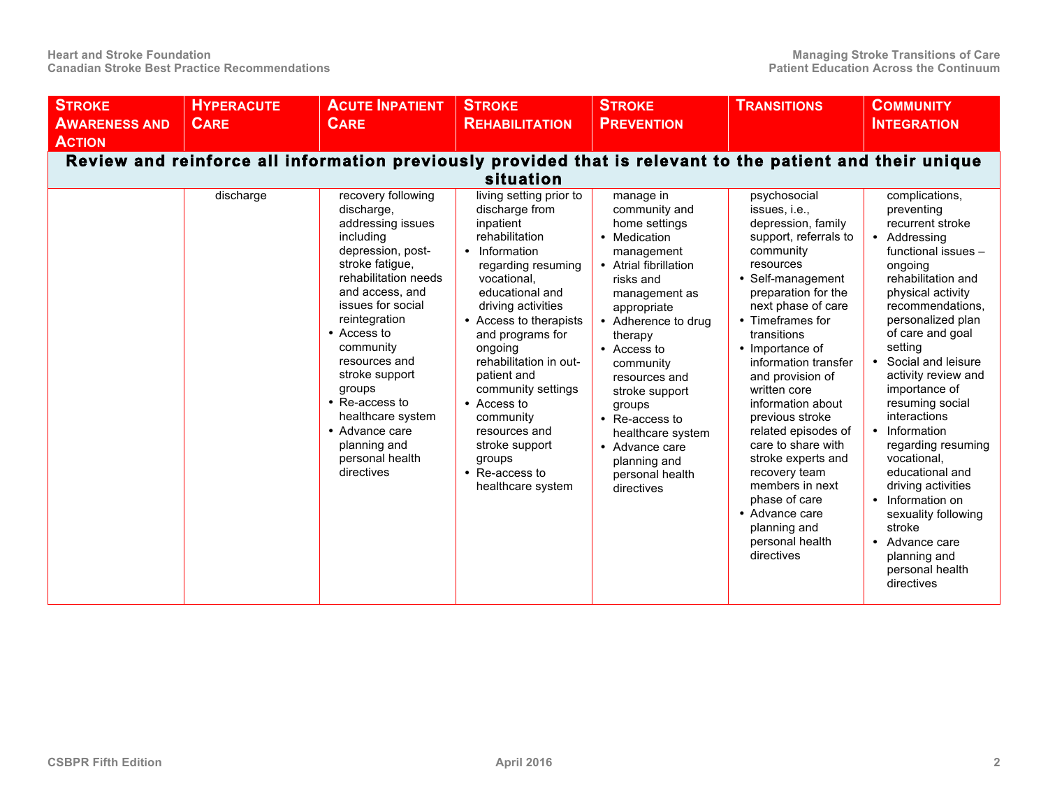| Stroke Awareness and Action | Hyperacute Care | Acute Inpatient Care | Stroke Rehabilitation | Stroke Prevention | Transitions | Community Integration |
|---|---|---|---|---|---|---|
| **Review and reinforce all information previously provided that is relevant to the patient and their unique situation** | | | | | | |
| | discharge | recovery following discharge, addressing issues including depression, post-stroke fatigue, rehabilitation needs and access, and issues for social reintegration<br>• Access to community resources and stroke support groups<br>• Re-access to healthcare system<br>• Advance care planning and personal health directives | living setting prior to discharge from inpatient rehabilitation<br>• Information regarding resuming vocational, educational and driving activities<br>• Access to therapists and programs for ongoing rehabilitation in out-patient and community settings<br>• Access to community resources and stroke support groups<br>• Re-access to healthcare system | manage in community and home settings<br>• Medication management<br>• Atrial fibrillation risks and management as appropriate<br>• Adherence to drug therapy<br>• Access to community resources and stroke support groups<br>• Re-access to healthcare system<br>• Advance care planning and personal health directives | psychosocial issues, i.e., depression, family support, referrals to community resources<br>• Self-management preparation for the next phase of care<br>• Timeframes for transitions<br>• Importance of information transfer and provision of written core information about previous stroke related episodes of care to share with stroke experts and recovery team members in next phase of care<br>• Advance care planning and personal health directives | complications, preventing recurrent stroke<br>• Addressing functional issues – ongoing rehabilitation and physical activity recommendations, personalized plan of care and goal setting<br>• Social and leisure activity review and importance of resuming social interactions<br>• Information regarding resuming vocational, educational and driving activities<br>• Information on sexuality following stroke<br>• Advance care planning and personal health directives |